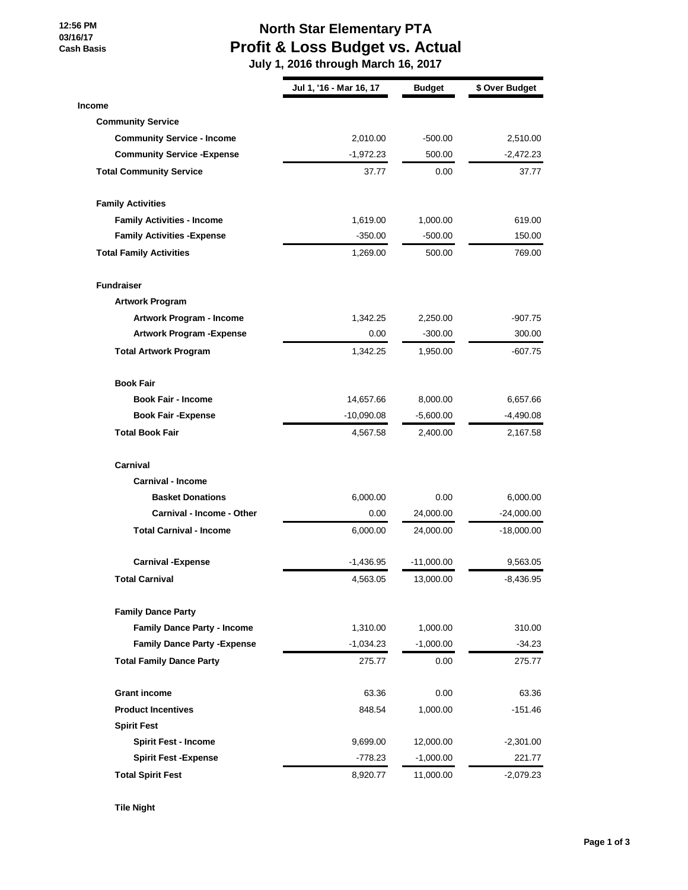12:56 PM
03/16/17
Cash Basis

# North Star Elementary PTA
## Profit & Loss Budget vs. Actual
### July 1, 2016 through March 16, 2017

| | Jul 1, '16 - Mar 16, 17 | Budget | $ Over Budget |
|---|---|---|---|
| **Income** | | | |
| **Community Service** | | | |
| **Community Service - Income** | 2,010.00 | -500.00 | 2,510.00 |
| **Community Service -Expense** | -1,972.23 | 500.00 | -2,472.23 |
| **Total Community Service** | 37.77 | 0.00 | 37.77 |
| **Family Activities** | | | |
| **Family Activities - Income** | 1,619.00 | 1,000.00 | 619.00 |
| **Family Activities -Expense** | -350.00 | -500.00 | 150.00 |
| **Total Family Activities** | 1,269.00 | 500.00 | 769.00 |
| **Fundraiser** | | | |
| **Artwork Program** | | | |
| **Artwork Program - Income** | 1,342.25 | 2,250.00 | -907.75 |
| **Artwork Program -Expense** | 0.00 | -300.00 | 300.00 |
| **Total Artwork Program** | 1,342.25 | 1,950.00 | -607.75 |
| **Book Fair** | | | |
| **Book Fair - Income** | 14,657.66 | 8,000.00 | 6,657.66 |
| **Book Fair -Expense** | -10,090.08 | -5,600.00 | -4,490.08 |
| **Total Book Fair** | 4,567.58 | 2,400.00 | 2,167.58 |
| **Carnival** | | | |
| **Carnival - Income** | | | |
| **Basket Donations** | 6,000.00 | 0.00 | 6,000.00 |
| **Carnival - Income - Other** | 0.00 | 24,000.00 | -24,000.00 |
| **Total Carnival - Income** | 6,000.00 | 24,000.00 | -18,000.00 |
| **Carnival -Expense** | -1,436.95 | -11,000.00 | 9,563.05 |
| **Total Carnival** | 4,563.05 | 13,000.00 | -8,436.95 |
| **Family Dance Party** | | | |
| **Family Dance Party - Income** | 1,310.00 | 1,000.00 | 310.00 |
| **Family Dance Party -Expense** | -1,034.23 | -1,000.00 | -34.23 |
| **Total Family Dance Party** | 275.77 | 0.00 | 275.77 |
| **Grant income** | 63.36 | 0.00 | 63.36 |
| **Product Incentives** | 848.54 | 1,000.00 | -151.46 |
| **Spirit Fest** | | | |
| **Spirit Fest - Income** | 9,699.00 | 12,000.00 | -2,301.00 |
| **Spirit Fest -Expense** | -778.23 | -1,000.00 | 221.77 |
| **Total Spirit Fest** | 8,920.77 | 11,000.00 | -2,079.23 |
| **Tile Night** | | | |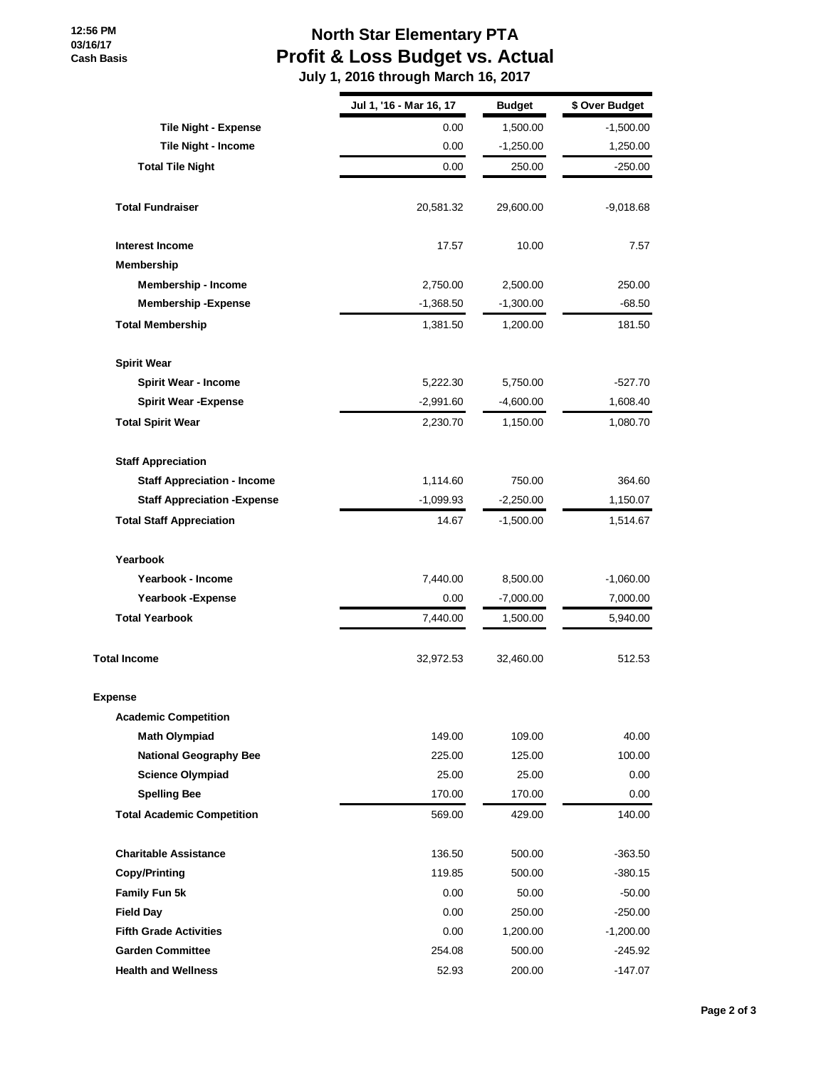# North Star Elementary PTA
## Profit & Loss Budget vs. Actual
### July 1, 2016 through March 16, 2017

12:56 PM
03/16/17
Cash Basis

| | Jul 1, '16 - Mar 16, 17 | Budget | $ Over Budget |
|---|---|---|---|
| **Tile Night - Expense** | 0.00 | 1,500.00 | -1,500.00 |
| **Tile Night - Income** | 0.00 | -1,250.00 | 1,250.00 |
| **Total Tile Night** | 0.00 | 250.00 | -250.00 |
| **Total Fundraiser** | 20,581.32 | 29,600.00 | -9,018.68 |
| **Interest Income** | 17.57 | 10.00 | 7.57 |
| **Membership** | | | |
| **Membership - Income** | 2,750.00 | 2,500.00 | 250.00 |
| **Membership -Expense** | -1,368.50 | -1,300.00 | -68.50 |
| **Total Membership** | 1,381.50 | 1,200.00 | 181.50 |
| **Spirit Wear** | | | |
| **Spirit Wear - Income** | 5,222.30 | 5,750.00 | -527.70 |
| **Spirit Wear -Expense** | -2,991.60 | -4,600.00 | 1,608.40 |
| **Total Spirit Wear** | 2,230.70 | 1,150.00 | 1,080.70 |
| **Staff Appreciation** | | | |
| **Staff Appreciation - Income** | 1,114.60 | 750.00 | 364.60 |
| **Staff Appreciation -Expense** | -1,099.93 | -2,250.00 | 1,150.07 |
| **Total Staff Appreciation** | 14.67 | -1,500.00 | 1,514.67 |
| **Yearbook** | | | |
| **Yearbook - Income** | 7,440.00 | 8,500.00 | -1,060.00 |
| **Yearbook -Expense** | 0.00 | -7,000.00 | 7,000.00 |
| **Total Yearbook** | 7,440.00 | 1,500.00 | 5,940.00 |
| **Total Income** | 32,972.53 | 32,460.00 | 512.53 |
| **Expense** | | | |
| **Academic Competition** | | | |
| **Math Olympiad** | 149.00 | 109.00 | 40.00 |
| **National Geography Bee** | 225.00 | 125.00 | 100.00 |
| **Science Olympiad** | 25.00 | 25.00 | 0.00 |
| **Spelling Bee** | 170.00 | 170.00 | 0.00 |
| **Total Academic Competition** | 569.00 | 429.00 | 140.00 |
| **Charitable Assistance** | 136.50 | 500.00 | -363.50 |
| **Copy/Printing** | 119.85 | 500.00 | -380.15 |
| **Family Fun 5k** | 0.00 | 50.00 | -50.00 |
| **Field Day** | 0.00 | 250.00 | -250.00 |
| **Fifth Grade Activities** | 0.00 | 1,200.00 | -1,200.00 |
| **Garden Committee** | 254.08 | 500.00 | -245.92 |
| **Health and Wellness** | 52.93 | 200.00 | -147.07 |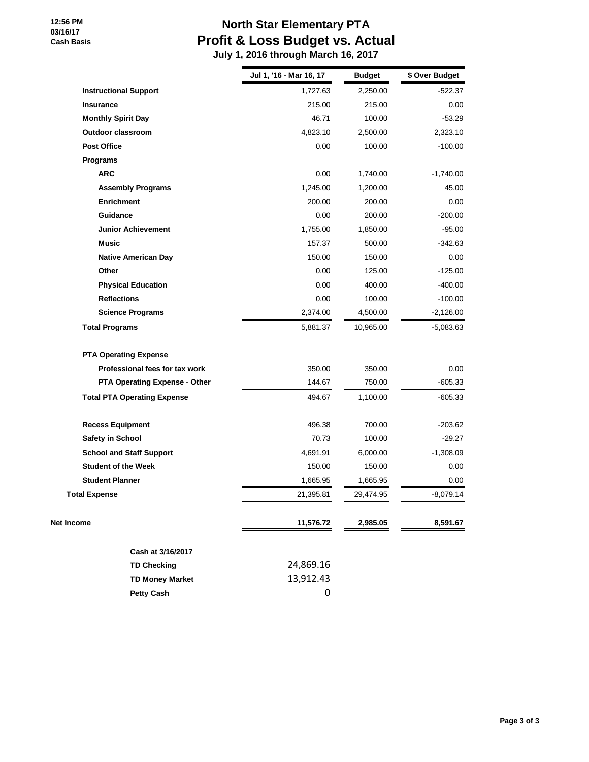12:56 PM
03/16/17
Cash Basis

# North Star Elementary PTA
## Profit & Loss Budget vs. Actual
### July 1, 2016 through March 16, 2017

| | Jul 1, '16 - Mar 16, 17 | Budget | $ Over Budget |
|---|---|---|---|
| **Instructional Support** | 1,727.63 | 2,250.00 | -522.37 |
| **Insurance** | 215.00 | 215.00 | 0.00 |
| **Monthly Spirit Day** | 46.71 | 100.00 | -53.29 |
| **Outdoor classroom** | 4,823.10 | 2,500.00 | 2,323.10 |
| **Post Office** | 0.00 | 100.00 | -100.00 |
| **Programs** | | | |
| **ARC** | 0.00 | 1,740.00 | -1,740.00 |
| **Assembly Programs** | 1,245.00 | 1,200.00 | 45.00 |
| **Enrichment** | 200.00 | 200.00 | 0.00 |
| **Guidance** | 0.00 | 200.00 | -200.00 |
| **Junior Achievement** | 1,755.00 | 1,850.00 | -95.00 |
| **Music** | 157.37 | 500.00 | -342.63 |
| **Native American Day** | 150.00 | 150.00 | 0.00 |
| **Other** | 0.00 | 125.00 | -125.00 |
| **Physical Education** | 0.00 | 400.00 | -400.00 |
| **Reflections** | 0.00 | 100.00 | -100.00 |
| **Science Programs** | 2,374.00 | 4,500.00 | -2,126.00 |
| **Total Programs** | 5,881.37 | 10,965.00 | -5,083.63 |
| **PTA Operating Expense** | | | |
| **Professional fees for tax work** | 350.00 | 350.00 | 0.00 |
| **PTA Operating Expense - Other** | 144.67 | 750.00 | -605.33 |
| **Total PTA Operating Expense** | 494.67 | 1,100.00 | -605.33 |
| **Recess Equipment** | 496.38 | 700.00 | -203.62 |
| **Safety in School** | 70.73 | 100.00 | -29.27 |
| **School and Staff Support** | 4,691.91 | 6,000.00 | -1,308.09 |
| **Student of the Week** | 150.00 | 150.00 | 0.00 |
| **Student Planner** | 1,665.95 | 1,665.95 | 0.00 |
| **Total Expense** | 21,395.81 | 29,474.95 | -8,079.14 |
| **Net Income** | **11,576.72** | **2,985.05** | **8,591.67** |

| Cash at 3/16/2017 | |
|---|---|
| **TD Checking** | 24,869.16 |
| **TD Money Market** | 13,912.43 |
| **Petty Cash** | 0 |